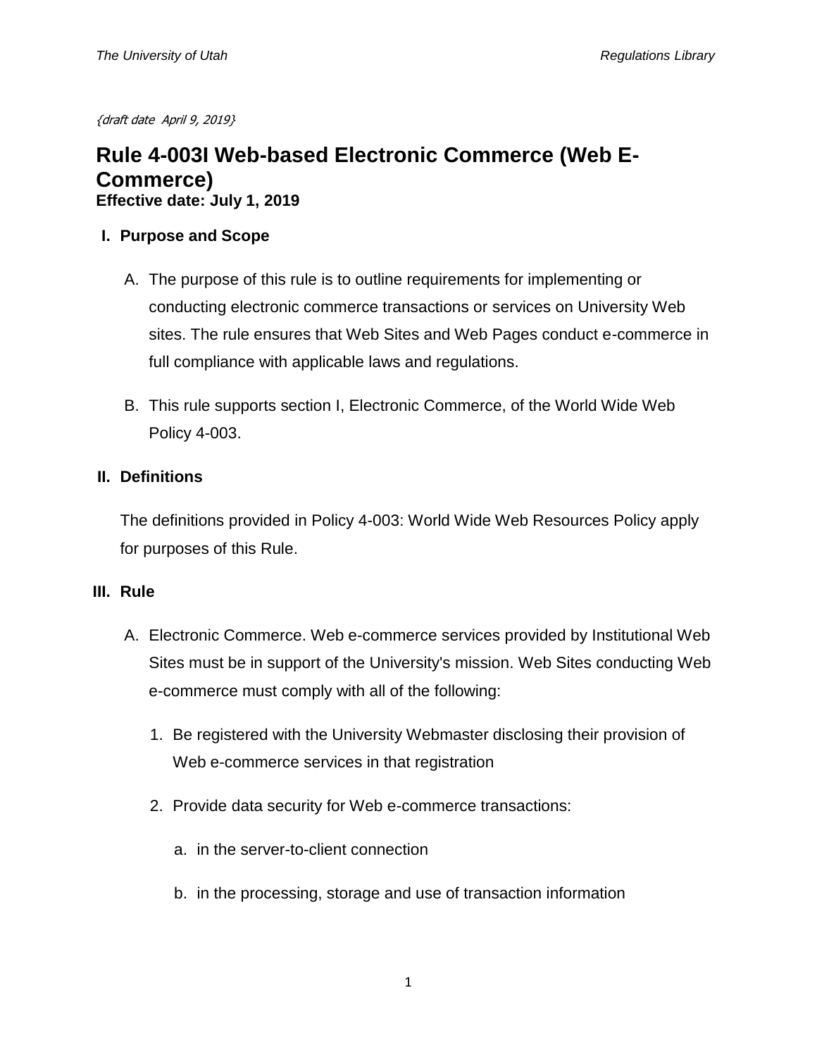{draft date April 9, 2019}

# Rule 4-003I Web-based Electronic Commerce (Web E-Commerce)

**Effective date: July 1, 2019**

## I. Purpose and Scope

A. The purpose of this rule is to outline requirements for implementing or conducting electronic commerce transactions or services on University Web sites. The rule ensures that Web Sites and Web Pages conduct e-commerce in full compliance with applicable laws and regulations.

B. This rule supports section I, Electronic Commerce, of the World Wide Web Policy 4-003.

## II. Definitions

The definitions provided in Policy 4-003: World Wide Web Resources Policy apply for purposes of this Rule.

## III. Rule

A. Electronic Commerce. Web e-commerce services provided by Institutional Web Sites must be in support of the University's mission. Web Sites conducting Web e-commerce must comply with all of the following:

1. Be registered with the University Webmaster disclosing their provision of Web e-commerce services in that registration

2. Provide data security for Web e-commerce transactions:

   a. in the server-to-client connection

   b. in the processing, storage and use of transaction information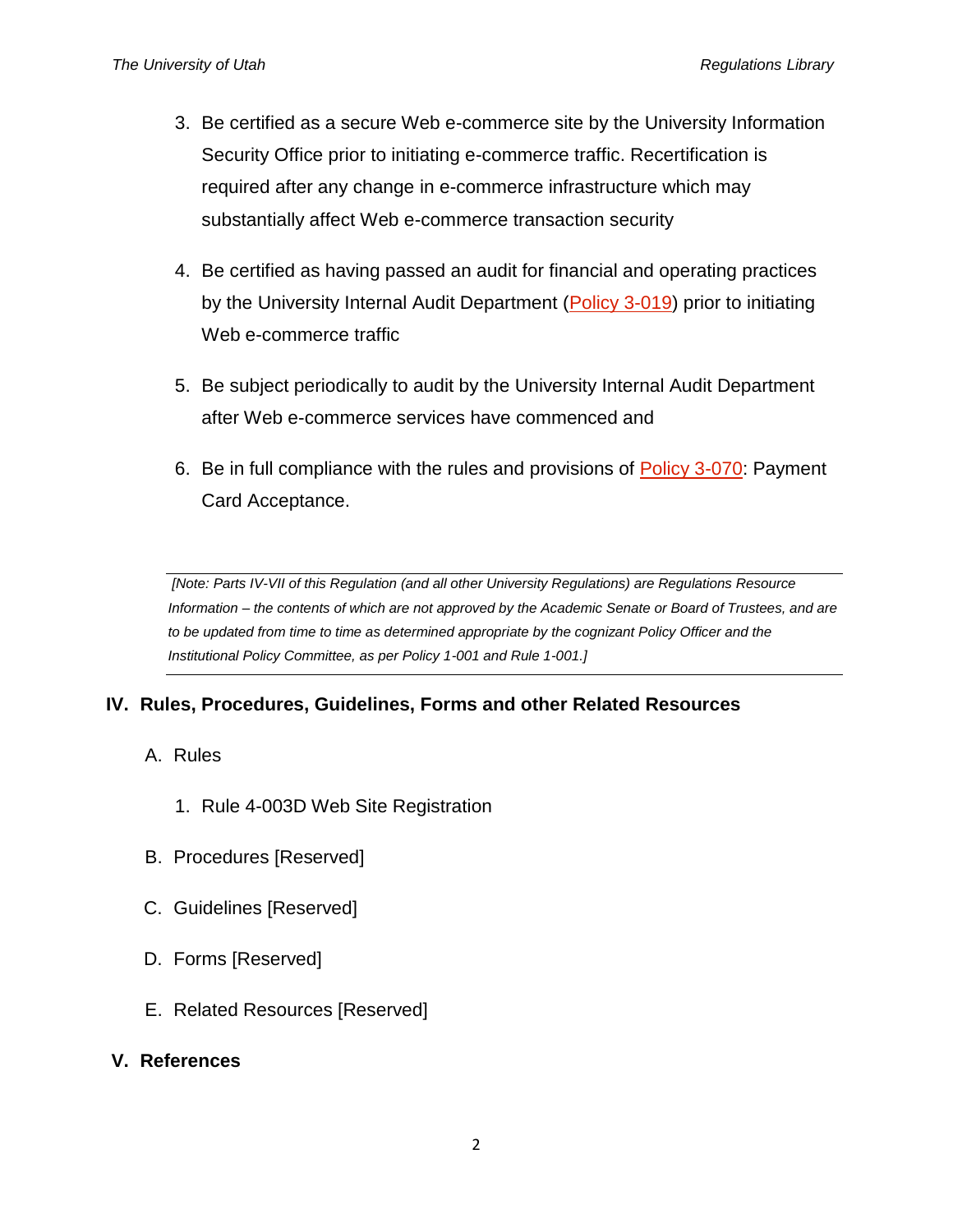3. Be certified as a secure Web e-commerce site by the University Information Security Office prior to initiating e-commerce traffic. Recertification is required after any change in e-commerce infrastructure which may substantially affect Web e-commerce transaction security
4. Be certified as having passed an audit for financial and operating practices by the University Internal Audit Department (Policy 3-019) prior to initiating Web e-commerce traffic
5. Be subject periodically to audit by the University Internal Audit Department after Web e-commerce services have commenced and
6. Be in full compliance with the rules and provisions of Policy 3-070: Payment Card Acceptance.

---

*[Note: Parts IV-VII of this Regulation (and all other University Regulations) are Regulations Resource Information – the contents of which are not approved by the Academic Senate or Board of Trustees, and are to be updated from time to time as determined appropriate by the cognizant Policy Officer and the Institutional Policy Committee, as per Policy 1-001 and Rule 1-001.]*

---

## IV. Rules, Procedures, Guidelines, Forms and other Related Resources

A. Rules

1. Rule 4-003D Web Site Registration

B. Procedures [Reserved]

C. Guidelines [Reserved]

D. Forms [Reserved]

E. Related Resources [Reserved]

## V. References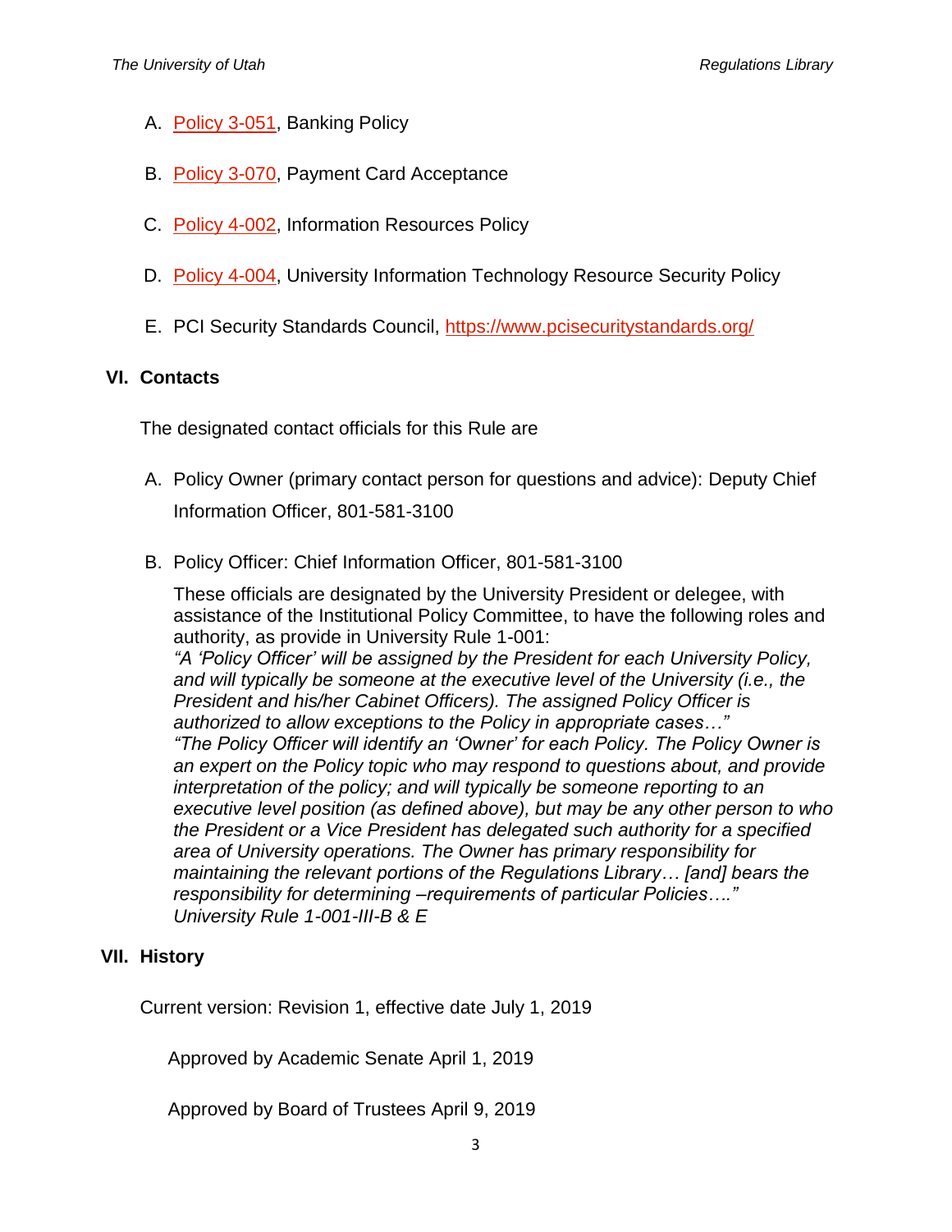A. [Policy 3-051](), Banking Policy

B. [Policy 3-070](), Payment Card Acceptance

C. [Policy 4-002](), Information Resources Policy

D. [Policy 4-004](), University Information Technology Resource Security Policy

E. PCI Security Standards Council, https://www.pcisecuritystandards.org/

## VI. Contacts

The designated contact officials for this Rule are

A. Policy Owner (primary contact person for questions and advice): Deputy Chief Information Officer, 801-581-3100

B. Policy Officer: Chief Information Officer, 801-581-3100

These officials are designated by the University President or delegee, with assistance of the Institutional Policy Committee, to have the following roles and authority, as provide in University Rule 1-001:

*"A 'Policy Officer' will be assigned by the President for each University Policy, and will typically be someone at the executive level of the University (i.e., the President and his/her Cabinet Officers). The assigned Policy Officer is authorized to allow exceptions to the Policy in appropriate cases…"*

*"The Policy Officer will identify an 'Owner' for each Policy. The Policy Owner is an expert on the Policy topic who may respond to questions about, and provide interpretation of the policy; and will typically be someone reporting to an executive level position (as defined above), but may be any other person to who the President or a Vice President has delegated such authority for a specified area of University operations. The Owner has primary responsibility for maintaining the relevant portions of the Regulations Library… [and] bears the responsibility for determining –requirements of particular Policies…."*

*University Rule 1-001-III-B & E*

## VII. History

Current version: Revision 1, effective date July 1, 2019

Approved by Academic Senate April 1, 2019

Approved by Board of Trustees April 9, 2019